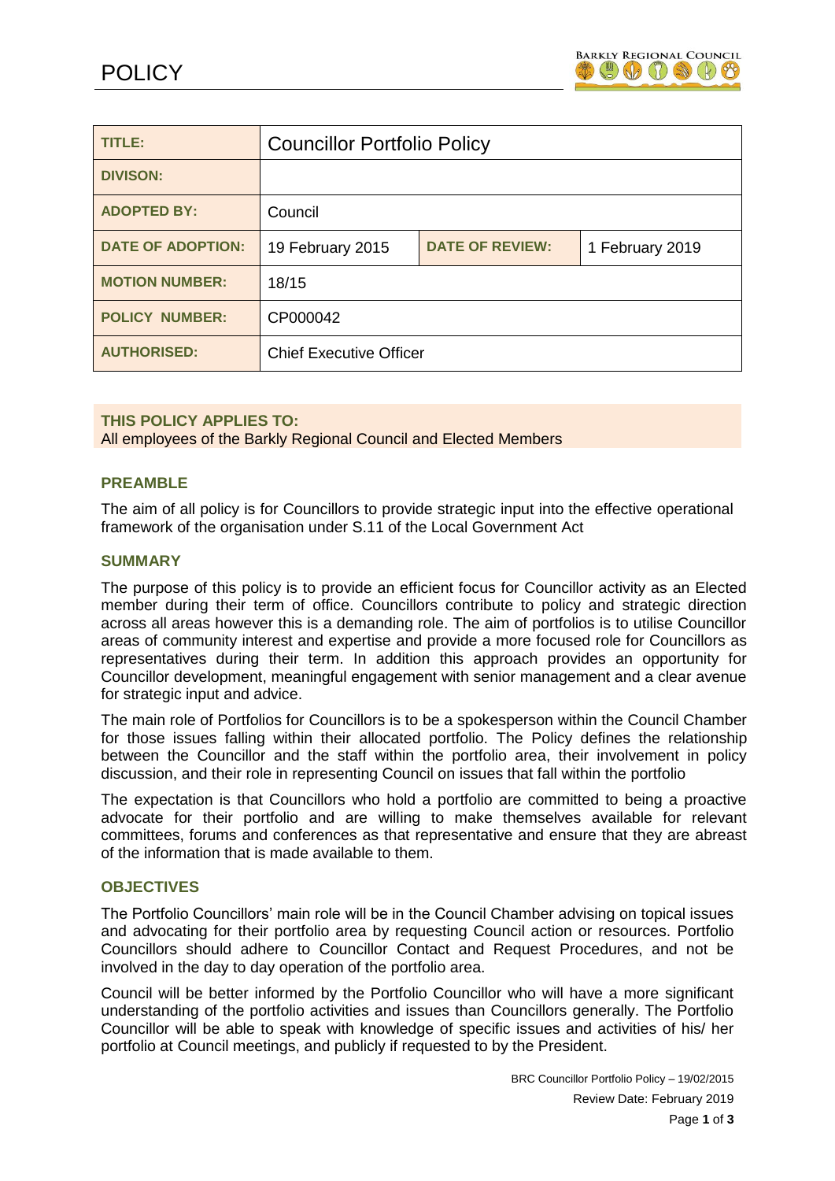# POLICY

| TITLE: | Councillor Portfolio Policy | | |
|---|---|---|---|
| DIVISON: | | | |
| ADOPTED BY: | Council | | |
| DATE OF ADOPTION: | 19 February 2015 | DATE OF REVIEW: | 1 February 2019 |
| MOTION NUMBER: | 18/15 | | |
| POLICY NUMBER: | CP000042 | | |
| AUTHORISED: | Chief Executive Officer | | |

**THIS POLICY APPLIES TO:**
All employees of the Barkly Regional Council and Elected Members

## PREAMBLE

The aim of all policy is for Councillors to provide strategic input into the effective operational framework of the organisation under S.11 of the Local Government Act

## SUMMARY

The purpose of this policy is to provide an efficient focus for Councillor activity as an Elected member during their term of office. Councillors contribute to policy and strategic direction across all areas however this is a demanding role. The aim of portfolios is to utilise Councillor areas of community interest and expertise and provide a more focused role for Councillors as representatives during their term. In addition this approach provides an opportunity for Councillor development, meaningful engagement with senior management and a clear avenue for strategic input and advice.

The main role of Portfolios for Councillors is to be a spokesperson within the Council Chamber for those issues falling within their allocated portfolio. The Policy defines the relationship between the Councillor and the staff within the portfolio area, their involvement in policy discussion, and their role in representing Council on issues that fall within the portfolio

The expectation is that Councillors who hold a portfolio are committed to being a proactive advocate for their portfolio and are willing to make themselves available for relevant committees, forums and conferences as that representative and ensure that they are abreast of the information that is made available to them.

## OBJECTIVES

The Portfolio Councillors' main role will be in the Council Chamber advising on topical issues and advocating for their portfolio area by requesting Council action or resources. Portfolio Councillors should adhere to Councillor Contact and Request Procedures, and not be involved in the day to day operation of the portfolio area.

Council will be better informed by the Portfolio Councillor who will have a more significant understanding of the portfolio activities and issues than Councillors generally. The Portfolio Councillor will be able to speak with knowledge of specific issues and activities of his/ her portfolio at Council meetings, and publicly if requested to by the President.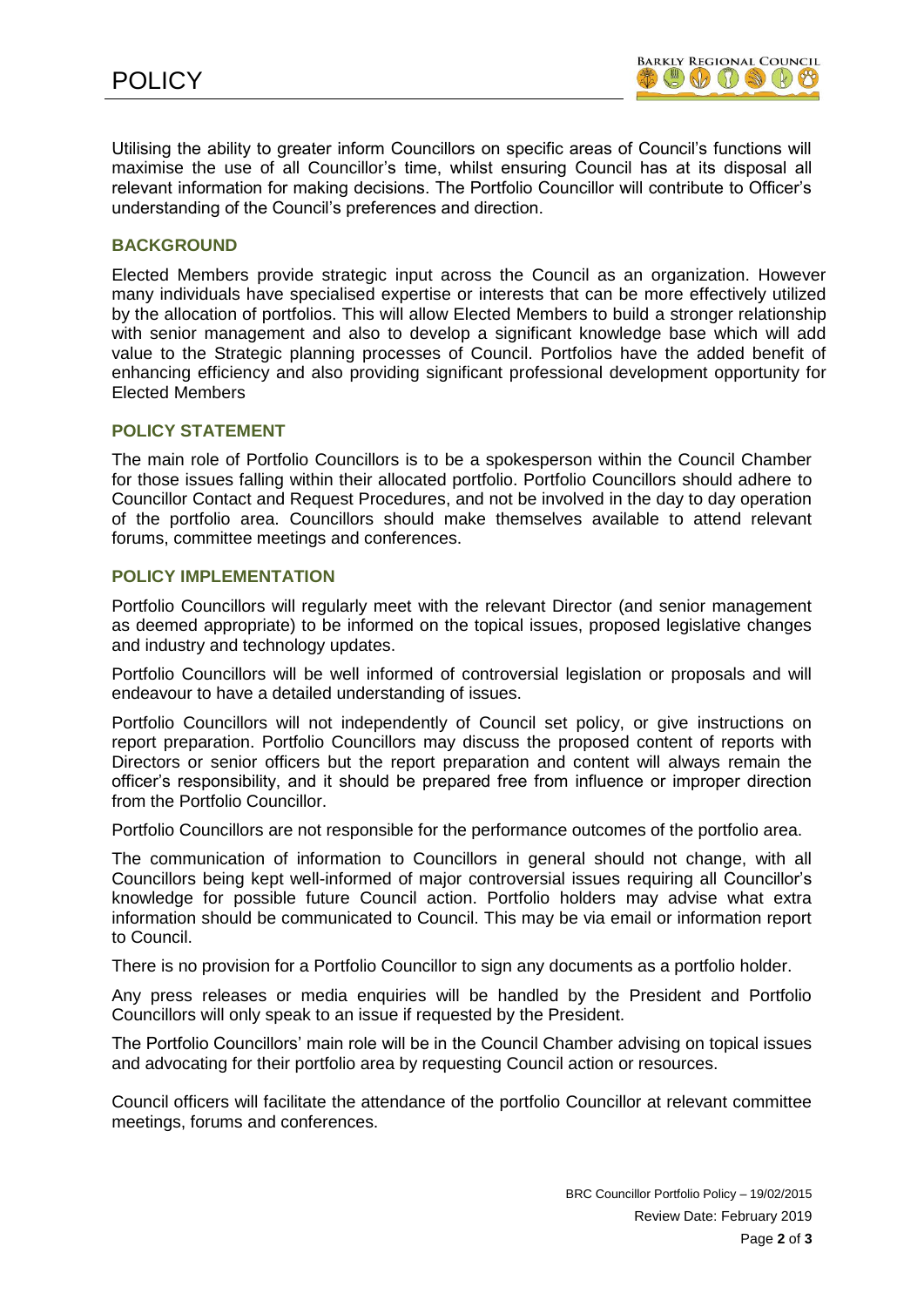Utilising the ability to greater inform Councillors on specific areas of Council's functions will maximise the use of all Councillor's time, whilst ensuring Council has at its disposal all relevant information for making decisions. The Portfolio Councillor will contribute to Officer's understanding of the Council's preferences and direction.

## BACKGROUND

Elected Members provide strategic input across the Council as an organization. However many individuals have specialised expertise or interests that can be more effectively utilized by the allocation of portfolios. This will allow Elected Members to build a stronger relationship with senior management and also to develop a significant knowledge base which will add value to the Strategic planning processes of Council. Portfolios have the added benefit of enhancing efficiency and also providing significant professional development opportunity for Elected Members

## POLICY STATEMENT

The main role of Portfolio Councillors is to be a spokesperson within the Council Chamber for those issues falling within their allocated portfolio. Portfolio Councillors should adhere to Councillor Contact and Request Procedures, and not be involved in the day to day operation of the portfolio area. Councillors should make themselves available to attend relevant forums, committee meetings and conferences.

## POLICY IMPLEMENTATION

Portfolio Councillors will regularly meet with the relevant Director (and senior management as deemed appropriate) to be informed on the topical issues, proposed legislative changes and industry and technology updates.

Portfolio Councillors will be well informed of controversial legislation or proposals and will endeavour to have a detailed understanding of issues.

Portfolio Councillors will not independently of Council set policy, or give instructions on report preparation. Portfolio Councillors may discuss the proposed content of reports with Directors or senior officers but the report preparation and content will always remain the officer's responsibility, and it should be prepared free from influence or improper direction from the Portfolio Councillor.

Portfolio Councillors are not responsible for the performance outcomes of the portfolio area.

The communication of information to Councillors in general should not change, with all Councillors being kept well-informed of major controversial issues requiring all Councillor's knowledge for possible future Council action. Portfolio holders may advise what extra information should be communicated to Council. This may be via email or information report to Council.

There is no provision for a Portfolio Councillor to sign any documents as a portfolio holder.

Any press releases or media enquiries will be handled by the President and Portfolio Councillors will only speak to an issue if requested by the President.

The Portfolio Councillors' main role will be in the Council Chamber advising on topical issues and advocating for their portfolio area by requesting Council action or resources.

Council officers will facilitate the attendance of the portfolio Councillor at relevant committee meetings, forums and conferences.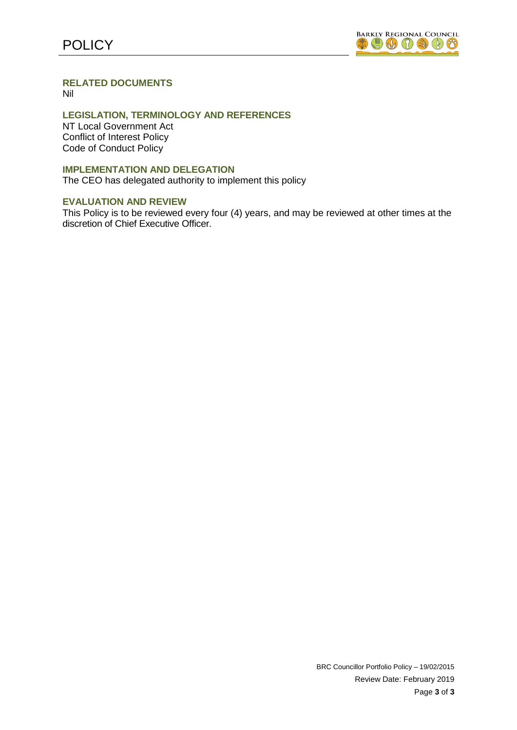## RELATED DOCUMENTS

Nil

## LEGISLATION, TERMINOLOGY AND REFERENCES

NT Local Government Act
Conflict of Interest Policy
Code of Conduct Policy

## IMPLEMENTATION AND DELEGATION

The CEO has delegated authority to implement this policy

## EVALUATION AND REVIEW

This Policy is to be reviewed every four (4) years, and may be reviewed at other times at the discretion of Chief Executive Officer.